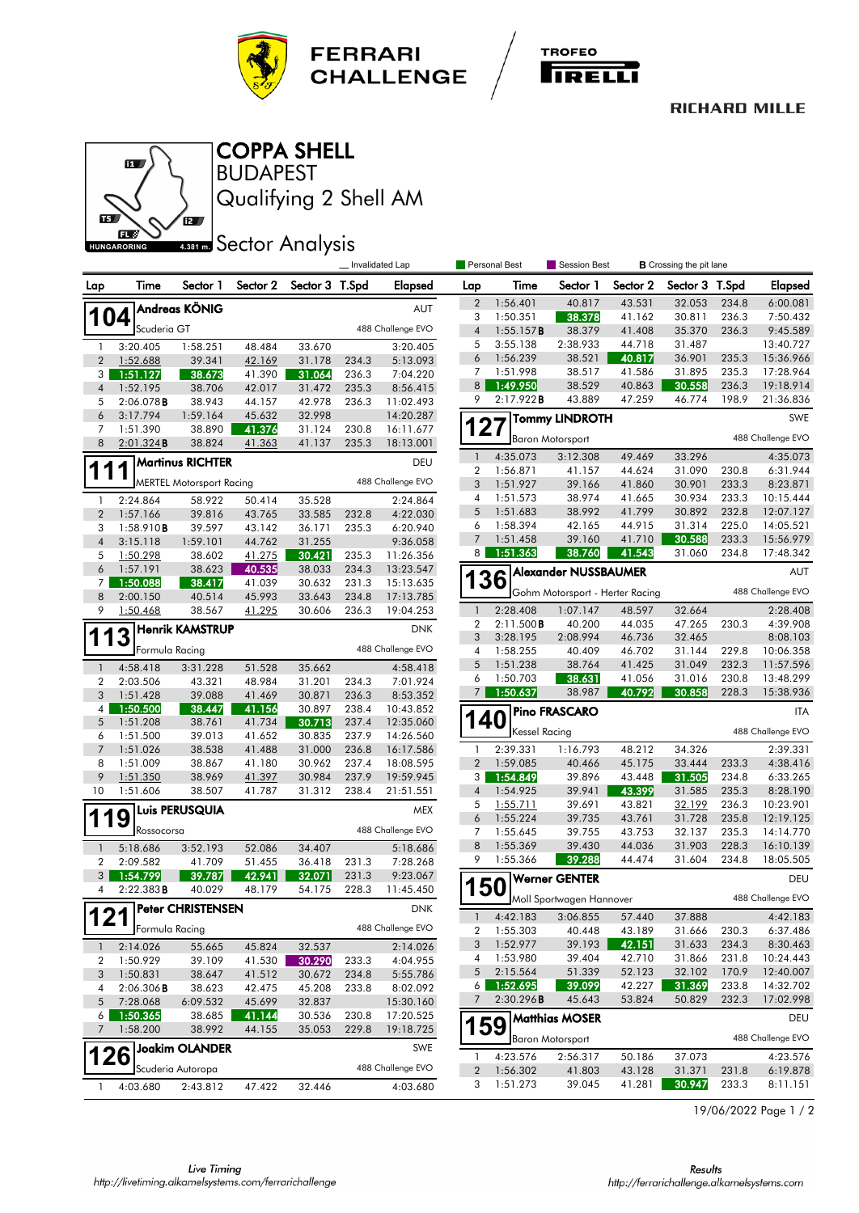# FERRARI CHALLENGE

TROFEO PIRELLI

RICHARD MILLE

## COPPA SHELL

BUDAPEST

Qualifying 2 Shell AM

HUNGARORING 4.381 m.

### Sector Analysis

_ Invalidated Lap | Personal Best | Session Best | **B** Crossing the pit lane

**104 Andreas KÖNIG** — AUT — Scuderia GT — 488 Challenge EVO

| Lap | Time | Sector 1 | Sector 2 | Sector 3 | T.Spd | Elapsed |
|---|---|---|---|---|---|---|
| 1 | 3:20.405 | 1:58.251 | 48.484 | 33.670 | | 3:20.405 |
| 2 | 1:52.688 | 39.341 | 42.169 | 31.178 | 234.3 | 5:13.093 |
| 3 | 1:51.127 | 38.673 | 41.390 | 31.064 | 236.3 | 7:04.220 |
| 4 | 1:52.195 | 38.706 | 42.017 | 31.472 | 235.3 | 8:56.415 |
| 5 | 2:06.078**B** | 38.943 | 44.157 | 42.978 | 236.3 | 11:02.493 |
| 6 | 3:17.794 | 1:59.164 | 45.632 | 32.998 | | 14:20.287 |
| 7 | 1:51.390 | 38.890 | 41.376 | 31.124 | 230.8 | 16:11.677 |
| 8 | 2:01.324**B** | 38.824 | 41.363 | 41.137 | 235.3 | 18:13.001 |

**111 Martinus RICHTER** — DEU — MERTEL Motorsport Racing — 488 Challenge EVO

| Lap | Time | Sector 1 | Sector 2 | Sector 3 | T.Spd | Elapsed |
|---|---|---|---|---|---|---|
| 1 | 2:24.864 | 58.922 | 50.414 | 35.528 | | 2:24.864 |
| 2 | 1:57.166 | 39.816 | 43.765 | 33.585 | 232.8 | 4:22.030 |
| 3 | 1:58.910**B** | 39.597 | 43.142 | 36.171 | 235.3 | 6:20.940 |
| 4 | 3:15.118 | 1:59.101 | 44.762 | 31.255 | | 9:36.058 |
| 5 | 1:50.298 | 38.602 | 41.275 | 30.421 | 235.3 | 11:26.356 |
| 6 | 1:57.191 | 38.623 | 40.535 | 38.033 | 234.3 | 13:23.547 |
| 7 | 1:50.088 | 38.417 | 41.039 | 30.632 | 231.3 | 15:13.635 |
| 8 | 2:00.150 | 40.514 | 45.993 | 33.643 | 234.8 | 17:13.785 |
| 9 | 1:50.468 | 38.567 | 41.295 | 30.606 | 236.3 | 19:04.253 |

**113 Henrik KAMSTRUP** — DNK — Formula Racing — 488 Challenge EVO

| Lap | Time | Sector 1 | Sector 2 | Sector 3 | T.Spd | Elapsed |
|---|---|---|---|---|---|---|
| 1 | 4:58.418 | 3:31.228 | 51.528 | 35.662 | | 4:58.418 |
| 2 | 2:03.506 | 43.321 | 48.984 | 31.201 | 234.3 | 7:01.924 |
| 3 | 1:51.428 | 39.088 | 41.469 | 30.871 | 236.3 | 8:53.352 |
| 4 | 1:50.500 | 38.447 | 41.156 | 30.897 | 238.4 | 10:43.852 |
| 5 | 1:51.208 | 38.761 | 41.734 | 30.713 | 237.4 | 12:35.060 |
| 6 | 1:51.500 | 39.013 | 41.652 | 30.835 | 237.9 | 14:26.560 |
| 7 | 1:51.026 | 38.538 | 41.488 | 31.000 | 236.8 | 16:17.586 |
| 8 | 1:51.009 | 38.867 | 41.180 | 30.962 | 237.4 | 18:08.595 |
| 9 | 1:51.350 | 38.969 | 41.397 | 30.984 | 237.9 | 19:59.945 |
| 10 | 1:51.606 | 38.507 | 41.787 | 31.312 | 238.4 | 21:51.551 |

**119 Luis PERUSQUIA** — MEX — Rossocorsa — 488 Challenge EVO

| Lap | Time | Sector 1 | Sector 2 | Sector 3 | T.Spd | Elapsed |
|---|---|---|---|---|---|---|
| 1 | 5:18.686 | 3:52.193 | 52.086 | 34.407 | | 5:18.686 |
| 2 | 2:09.582 | 41.709 | 51.455 | 36.418 | 231.3 | 7:28.268 |
| 3 | 1:54.799 | 39.787 | 42.941 | 32.071 | 231.3 | 9:23.067 |
| 4 | 2:22.383**B** | 40.029 | 48.179 | 54.175 | 228.3 | 11:45.450 |

**121 Peter CHRISTENSEN** — DNK — Formula Racing — 488 Challenge EVO

| Lap | Time | Sector 1 | Sector 2 | Sector 3 | T.Spd | Elapsed |
|---|---|---|---|---|---|---|
| 1 | 2:14.026 | 55.665 | 45.824 | 32.537 | | 2:14.026 |
| 2 | 1:50.929 | 39.109 | 41.530 | 30.290 | 233.3 | 4:04.955 |
| 3 | 1:50.831 | 38.647 | 41.512 | 30.672 | 234.8 | 5:55.786 |
| 4 | 2:06.306**B** | 38.623 | 42.475 | 45.208 | 233.8 | 8:02.092 |
| 5 | 7:28.068 | 6:09.532 | 45.699 | 32.837 | | 15:30.160 |
| 6 | 1:50.365 | 38.685 | 41.144 | 30.536 | 230.8 | 17:20.525 |
| 7 | 1:58.200 | 38.992 | 44.155 | 35.053 | 229.8 | 19:18.725 |

**126 Joakim OLANDER** — SWE — Scuderia Autoropa — 488 Challenge EVO

| Lap | Time | Sector 1 | Sector 2 | Sector 3 | T.Spd | Elapsed |
|---|---|---|---|---|---|---|
| 1 | 4:03.680 | 2:43.812 | 47.422 | 32.446 | | 4:03.680 |
| 2 | 1:56.401 | 40.817 | 43.531 | 32.053 | 234.8 | 6:00.081 |
| 3 | 1:50.351 | 38.378 | 41.162 | 30.811 | 236.3 | 7:50.432 |
| 4 | 1:55.157**B** | 38.379 | 41.408 | 35.370 | 236.3 | 9:45.589 |
| 5 | 3:55.138 | 2:38.933 | 44.718 | 31.487 | | 13:40.727 |
| 6 | 1:56.239 | 38.521 | 40.817 | 36.901 | 235.3 | 15:36.966 |
| 7 | 1:51.998 | 38.517 | 41.586 | 31.895 | 235.3 | 17:28.964 |
| 8 | 1:49.950 | 38.529 | 40.863 | 30.558 | 236.3 | 19:18.914 |
| 9 | 2:17.922**B** | 43.889 | 41.259 | 46.774 | 198.9 | 21:36.836 |

**127 Tommy LINDROTH** — SWE — Baron Motorsport — 488 Challenge EVO

| Lap | Time | Sector 1 | Sector 2 | Sector 3 | T.Spd | Elapsed |
|---|---|---|---|---|---|---|
| 1 | 4:35.073 | 3:12.308 | 49.469 | 33.296 | | 4:35.073 |
| 2 | 1:56.871 | 41.157 | 44.624 | 31.090 | 230.8 | 6:31.944 |
| 3 | 1:51.927 | 39.166 | 41.860 | 30.901 | 233.3 | 8:23.871 |
| 4 | 1:51.573 | 38.974 | 41.665 | 30.934 | 233.3 | 10:15.444 |
| 5 | 1:51.683 | 38.992 | 41.799 | 30.892 | 232.8 | 12:07.127 |
| 6 | 1:58.394 | 42.165 | 44.915 | 31.314 | 225.0 | 14:05.521 |
| 7 | 1:51.458 | 39.160 | 41.710 | 30.588 | 233.3 | 15:56.979 |
| 8 | 1:51.363 | 38.760 | 41.543 | 31.060 | 234.8 | 17:48.342 |

**136 Alexander NUSSBAUMER** — AUT — Gohm Motorsport - Herter Racing — 488 Challenge EVO

| Lap | Time | Sector 1 | Sector 2 | Sector 3 | T.Spd | Elapsed |
|---|---|---|---|---|---|---|
| 1 | 2:28.408 | 1:07.147 | 48.597 | 32.664 | | 2:28.408 |
| 2 | 2:11.500**B** | 40.200 | 44.035 | 47.265 | 230.3 | 4:39.908 |
| 3 | 3:28.195 | 2:08.994 | 46.736 | 32.465 | | 8:08.103 |
| 4 | 1:58.255 | 40.409 | 46.702 | 31.144 | 229.8 | 10:06.358 |
| 5 | 1:51.238 | 38.764 | 41.425 | 31.049 | 232.3 | 11:57.596 |
| 6 | 1:50.703 | 38.631 | 41.056 | 31.016 | 230.8 | 13:48.299 |
| 7 | 1:50.637 | 38.987 | 40.792 | 30.858 | 228.3 | 15:38.936 |

**140 Pino FRASCARO** — ITA — Kessel Racing — 488 Challenge EVO

| Lap | Time | Sector 1 | Sector 2 | Sector 3 | T.Spd | Elapsed |
|---|---|---|---|---|---|---|
| 1 | 2:39.331 | 1:16.793 | 48.212 | 34.326 | | 2:39.331 |
| 2 | 1:59.085 | 40.466 | 45.175 | 33.444 | 233.3 | 4:38.416 |
| 3 | 1:54.849 | 39.896 | 43.448 | 31.505 | 234.8 | 6:33.265 |
| 4 | 1:54.925 | 39.941 | 43.399 | 31.585 | 235.3 | 8:28.190 |
| 5 | 1:55.711 | 39.691 | 43.821 | 32.199 | 236.3 | 10:23.901 |
| 6 | 1:55.224 | 39.735 | 43.761 | 31.728 | 235.8 | 12:19.125 |
| 7 | 1:55.645 | 39.755 | 43.753 | 32.137 | 235.3 | 14:14.770 |
| 8 | 1:55.369 | 39.430 | 44.036 | 31.903 | 228.3 | 16:10.139 |
| 9 | 1:55.366 | 39.288 | 44.474 | 31.604 | 234.8 | 18:05.505 |

**150 Werner GENTER** — DEU — Moll Sportwagen Hannover — 488 Challenge EVO

| Lap | Time | Sector 1 | Sector 2 | Sector 3 | T.Spd | Elapsed |
|---|---|---|---|---|---|---|
| 1 | 4:42.183 | 3:06.855 | 57.440 | 37.888 | | 4:42.183 |
| 2 | 1:55.303 | 40.448 | 43.189 | 31.666 | 230.3 | 6:37.486 |
| 3 | 1:52.977 | 39.193 | 42.151 | 31.633 | 234.3 | 8:30.463 |
| 4 | 1:53.980 | 39.404 | 42.710 | 31.866 | 231.8 | 10:24.443 |
| 5 | 2:15.564 | 51.339 | 52.123 | 32.102 | 170.9 | 12:40.007 |
| 6 | 1:52.695 | 39.099 | 42.227 | 31.369 | 233.8 | 14:32.702 |
| 7 | 2:30.296**B** | 45.643 | 53.824 | 50.829 | 232.3 | 17:02.998 |

**159 Matthias MOSER** — DEU — Baron Motorsport — 488 Challenge EVO

| Lap | Time | Sector 1 | Sector 2 | Sector 3 | T.Spd | Elapsed |
|---|---|---|---|---|---|---|
| 1 | 4:23.576 | 2:56.317 | 50.186 | 37.073 | | 4:23.576 |
| 2 | 1:56.302 | 41.803 | 43.128 | 31.371 | 231.8 | 6:19.878 |
| 3 | 1:51.273 | 39.045 | 41.281 | 30.947 | 233.3 | 8:11.151 |

19/06/2022

Live Timing
http://livetiming.alkamelsystems.com/ferrarichallenge

Results
http://ferrarichallenge.alkamelsystems.com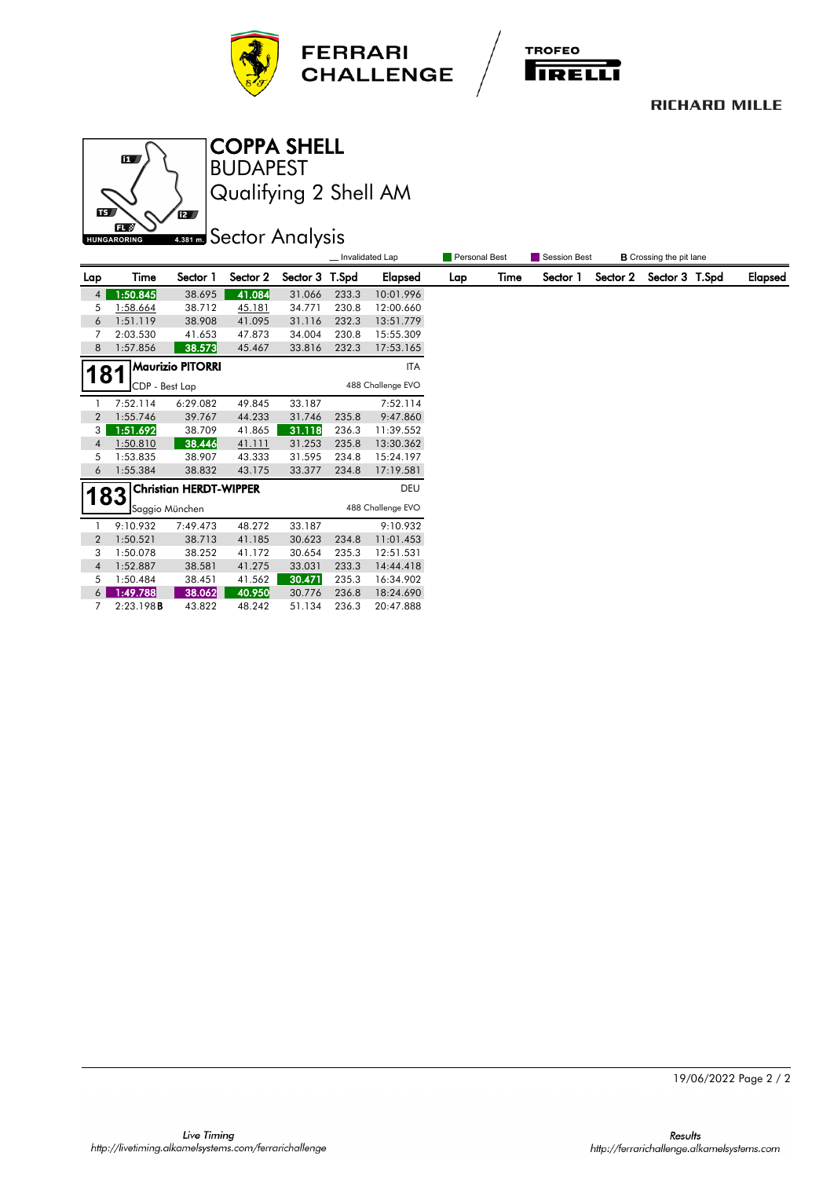# COPPA SHELL

## BUDAPEST

## Qualifying 2 Shell AM

## Sector Analysis

_ Invalidated Lap | Personal Best | Session Best | **B** Crossing the pit lane

| Lap | Time | Sector 1 | Sector 2 | Sector 3 | T.Spd | Elapsed |
|---|---|---|---|---|---|---|
| 4 | 1:50.845 | 38.695 | 41.084 | 31.066 | 233.3 | 10:01.996 |
| 5 | 1:58.664 | 38.712 | 45.181 | 34.771 | 230.8 | 12:00.660 |
| 6 | 1:51.119 | 38.908 | 41.095 | 31.116 | 232.3 | 13:51.779 |
| 7 | 2:03.530 | 41.653 | 47.873 | 34.004 | 230.8 | 15:55.309 |
| 8 | 1:57.856 | 38.573 | 45.467 | 33.816 | 232.3 | 17:53.165 |

**181** **Maurizio PITORRI** ITA
CDP - Best Lap — 488 Challenge EVO

| Lap | Time | Sector 1 | Sector 2 | Sector 3 | T.Spd | Elapsed |
|---|---|---|---|---|---|---|
| 1 | 7:52.114 | 6:29.082 | 49.845 | 33.187 | | 7:52.114 |
| 2 | 1:55.746 | 39.767 | 44.233 | 31.746 | 235.8 | 9:47.860 |
| 3 | 1:51.692 | 38.709 | 41.865 | 31.118 | 236.3 | 11:39.552 |
| 4 | 1:50.810 | 38.446 | 41.111 | 31.253 | 235.8 | 13:30.362 |
| 5 | 1:53.835 | 38.907 | 43.333 | 31.595 | 234.8 | 15:24.197 |
| 6 | 1:55.384 | 38.832 | 43.175 | 33.377 | 234.8 | 17:19.581 |

**183** **Christian HERDT-WIPPER** DEU
Saggio München — 488 Challenge EVO

| Lap | Time | Sector 1 | Sector 2 | Sector 3 | T.Spd | Elapsed |
|---|---|---|---|---|---|---|
| 1 | 9:10.932 | 7:49.473 | 48.272 | 33.187 | | 9:10.932 |
| 2 | 1:50.521 | 38.713 | 41.185 | 30.623 | 234.8 | 11:01.453 |
| 3 | 1:50.078 | 38.252 | 41.172 | 30.654 | 235.3 | 12:51.531 |
| 4 | 1:52.887 | 38.581 | 41.275 | 33.031 | 233.3 | 14:44.418 |
| 5 | 1:50.484 | 38.451 | 41.562 | 30.471 | 235.3 | 16:34.902 |
| 6 | 1:49.788 | 38.062 | 40.950 | 30.776 | 236.8 | 18:24.690 |
| 7 | 2:23.198**B** | 43.822 | 48.242 | 51.134 | 236.3 | 20:47.888 |

19/06/2022

*Live Timing*
*http://livetiming.alkamelsystems.com/ferrarichallenge*

*Results*
*http://ferrarichallenge.alkamelsystems.com*